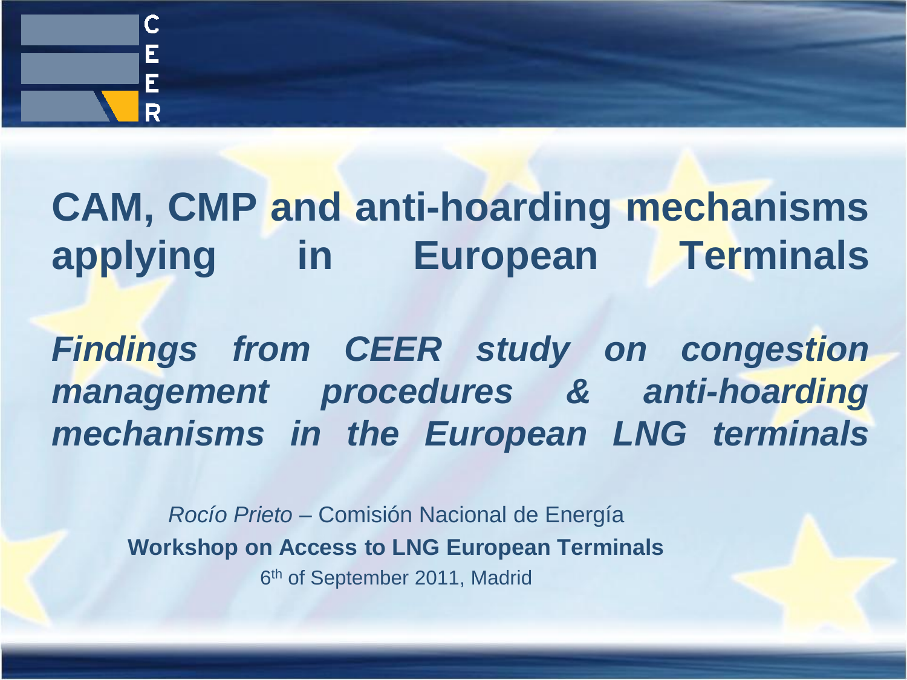# CAM, CMP and anti-hoarding mechanisms applying in European Terminals

## *Findings from CEER study on congestion management procedures & anti-hoarding mechanisms in the European LNG terminals*

*Rocío Prieto* – Comisión Nacional de Energía

**Workshop on Access to LNG European Terminals**

6th of September 2011, Madrid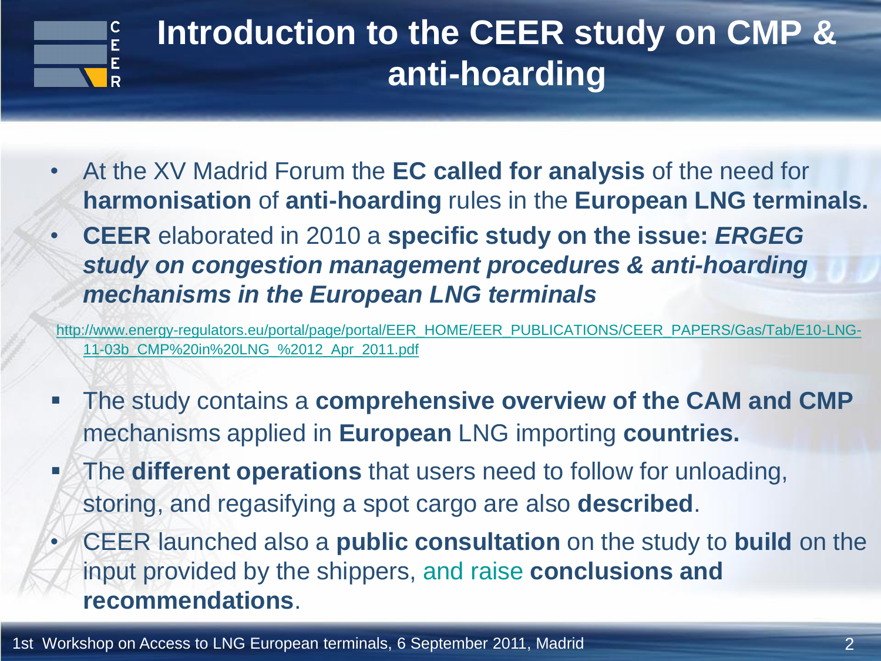# Introduction to the CEER study on CMP & anti-hoarding

- At the XV Madrid Forum the **EC called for analysis** of the need for **harmonisation** of **anti-hoarding** rules in the **European LNG terminals.**
- **CEER** elaborated in 2010 a **specific study on the issue:** ***ERGEG study on congestion management procedures & anti-hoarding mechanisms in the European LNG terminals***

http://www.energy-regulators.eu/portal/page/portal/EER_HOME/EER_PUBLICATIONS/CEER_PAPERS/Gas/Tab/E10-LNG-11-03b_CMP%20in%20LNG_%2012_Apr_2011.pdf

- The study contains a **comprehensive overview of the CAM and CMP** mechanisms applied in **European** LNG importing **countries.**
- The **different operations** that users need to follow for unloading, storing, and regasifying a spot cargo are also **described**.
- CEER launched also a **public consultation** on the study to **build** on the input provided by the shippers, and raise **conclusions and recommendations**.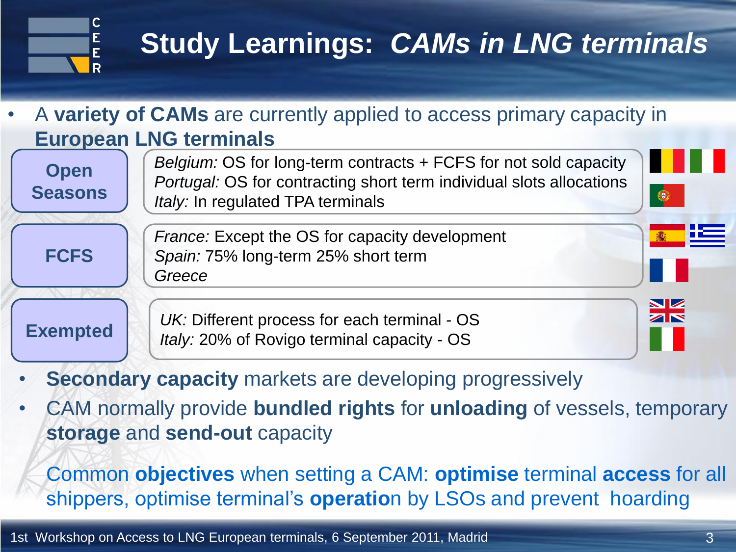# Study Learnings: *CAMs in LNG terminals*

- A **variety of CAMs** are currently applied to access primary capacity in **European LNG terminals**

| | |
|---|---|
| **Open Seasons** | *Belgium:* OS for long-term contracts + FCFS for not sold capacity<br>*Portugal:* OS for contracting short term individual slots allocations<br>*Italy:* In regulated TPA terminals |
| **FCFS** | *France:* Except the OS for capacity development<br>*Spain:* 75% long-term 25% short term<br>*Greece* |
| **Exempted** | *UK:* Different process for each terminal - OS<br>*Italy:* 20% of Rovigo terminal capacity - OS |

- **Secondary capacity** markets are developing progressively
- CAM normally provide **bundled rights** for **unloading** of vessels, temporary **storage** and **send-out** capacity

Common **objectives** when setting a CAM: **optimise** terminal **access** for all shippers, optimise terminal's **operatio**n by LSOs and prevent hoarding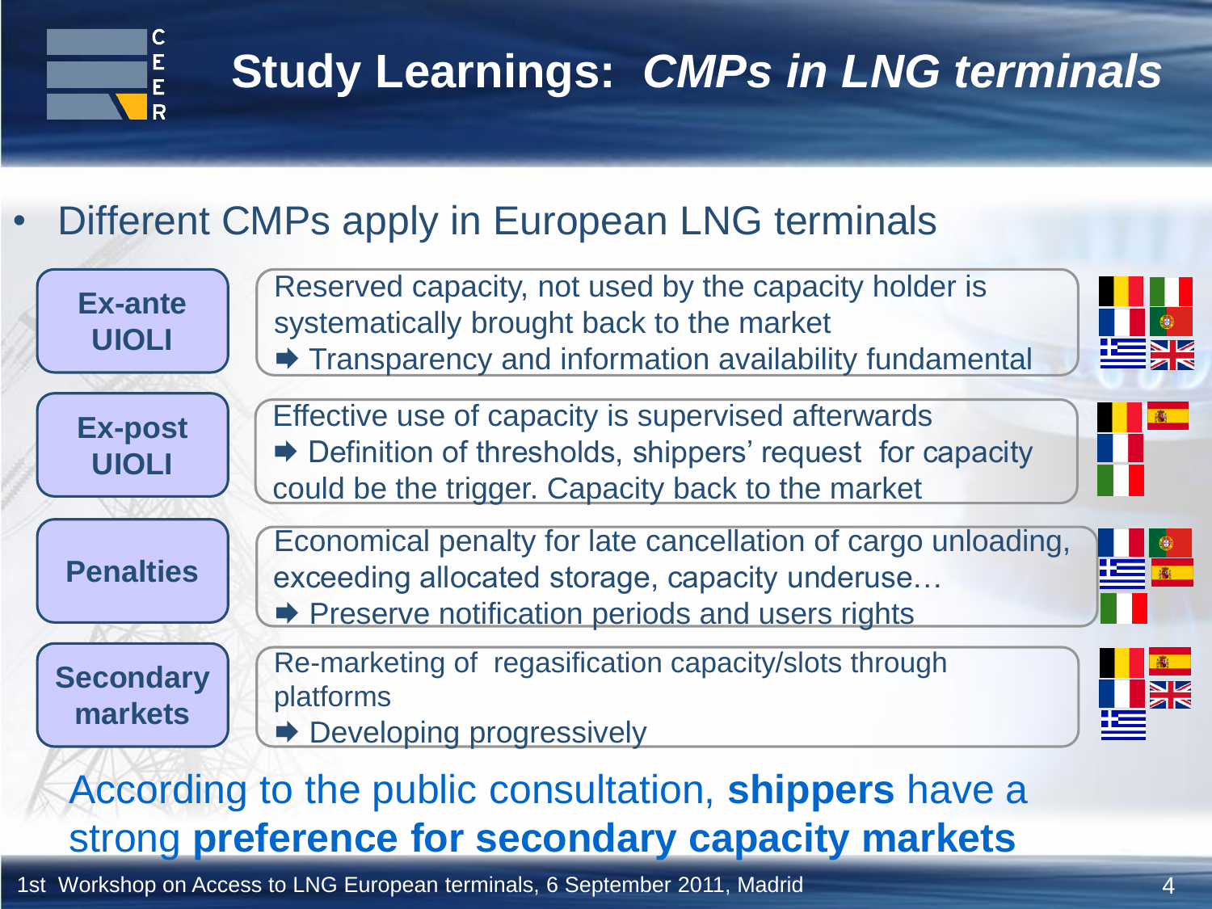# Study Learnings: *CMPs in LNG terminals*

- Different CMPs apply in European LNG terminals

| Mechanism | Description |
| --- | --- |
| **Ex-ante UIOLI** | Reserved capacity, not used by the capacity holder is systematically brought back to the market ➡ Transparency and information availability fundamental |
| **Ex-post UIOLI** | Effective use of capacity is supervised afterwards ➡ Definition of thresholds, shippers' request for capacity could be the trigger. Capacity back to the market |
| **Penalties** | Economical penalty for late cancellation of cargo unloading, exceeding allocated storage, capacity underuse… ➡ Preserve notification periods and users rights |
| **Secondary markets** | Re-marketing of regasification capacity/slots through platforms ➡ Developing progressively |

According to the public consultation, **shippers** have a strong **preference for secondary capacity markets**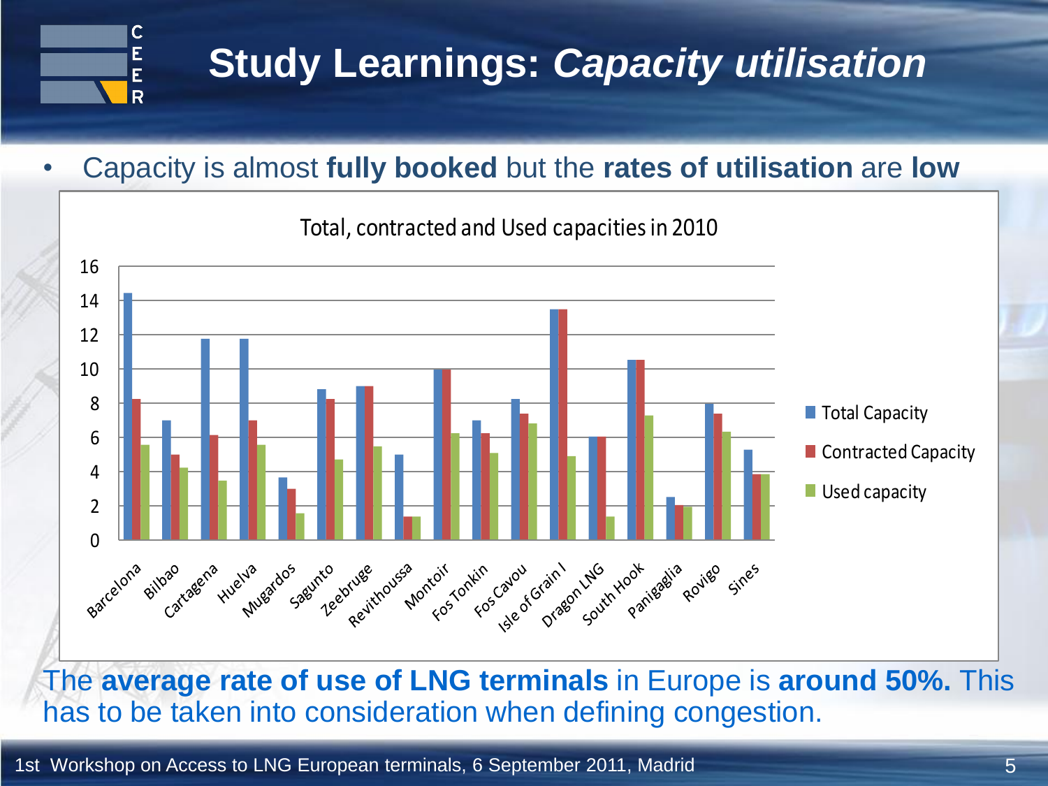# Study Learnings: *Capacity utilisation*

- Capacity is almost **fully booked** but the **rates of utilisation** are **low**

Total, contracted and Used capacities in 2010

The **average rate of use of LNG terminals** in Europe is **around 50%.** This has to be taken into consideration when defining congestion.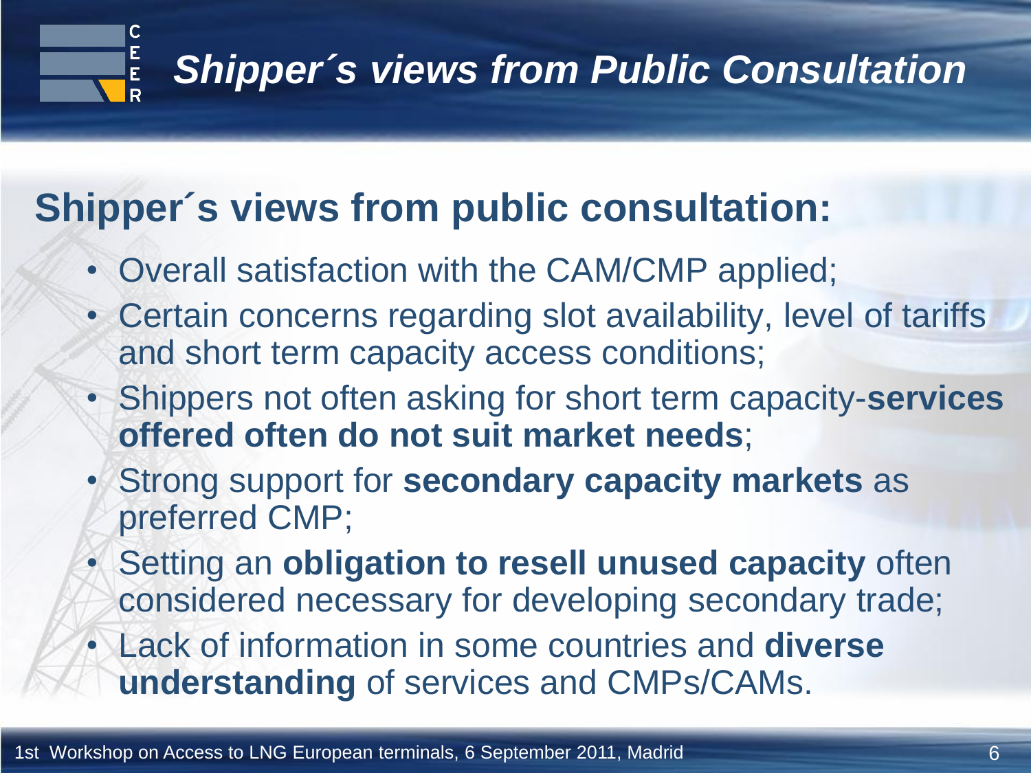# *Shipper´s views from Public Consultation*

## Shipper´s views from public consultation:

- Overall satisfaction with the CAM/CMP applied;
- Certain concerns regarding slot availability, level of tariffs and short term capacity access conditions;
- Shippers not often asking for short term capacity-**services offered often do not suit market needs**;
- Strong support for **secondary capacity markets** as preferred CMP;
- Setting an **obligation to resell unused capacity** often considered necessary for developing secondary trade;
- Lack of information in some countries and **diverse understanding** of services and CMPs/CAMs.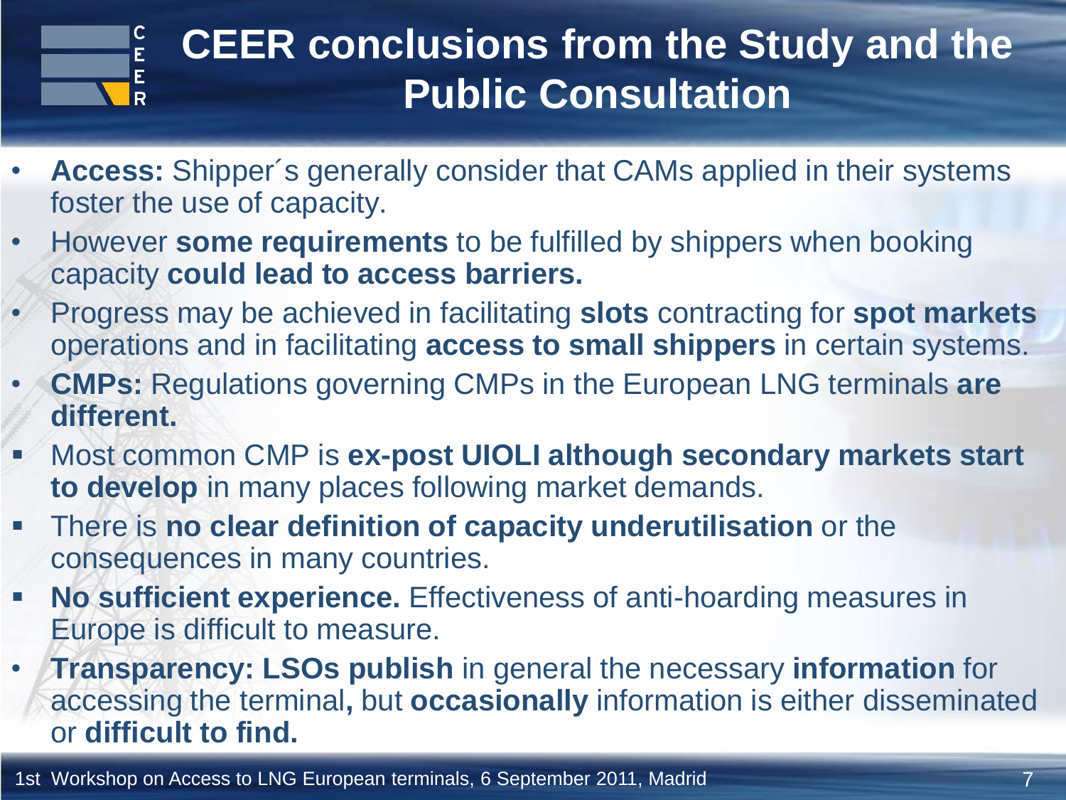# CEER conclusions from the Study and the Public Consultation

- **Access:** Shipper´s generally consider that CAMs applied in their systems foster the use of capacity.
- However **some requirements** to be fulfilled by shippers when booking capacity **could lead to access barriers.**
- Progress may be achieved in facilitating **slots** contracting for **spot markets** operations and in facilitating **access to small shippers** in certain systems.
- **CMPs:** Regulations governing CMPs in the European LNG terminals **are different.**
  - Most common CMP is **ex-post UIOLI although secondary markets start to develop** in many places following market demands.
  - There is **no clear definition of capacity underutilisation** or the consequences in many countries.
  - **No sufficient experience.** Effectiveness of anti-hoarding measures in Europe is difficult to measure.
- **Transparency: LSOs publish** in general the necessary **information** for accessing the terminal**,** but **occasionally** information is either disseminated or **difficult to find.**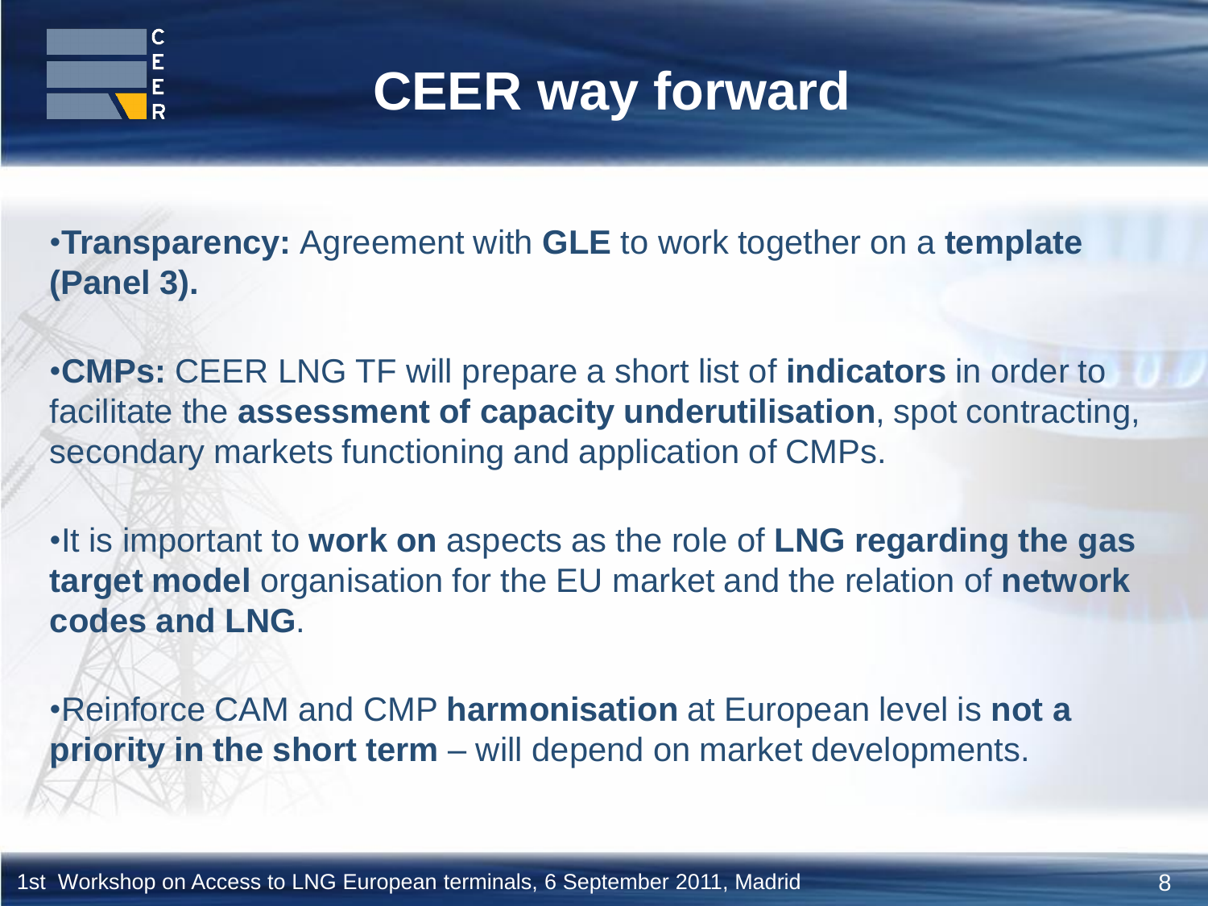# CEER way forward

- **Transparency:** Agreement with **GLE** to work together on a **template (Panel 3).**

- **CMPs:** CEER LNG TF will prepare a short list of **indicators** in order to facilitate the **assessment of capacity underutilisation**, spot contracting, secondary markets functioning and application of CMPs.

- It is important to **work on** aspects as the role of **LNG regarding the gas target model** organisation for the EU market and the relation of **network codes and LNG**.

- Reinforce CAM and CMP **harmonisation** at European level is **not a priority in the short term** – will depend on market developments.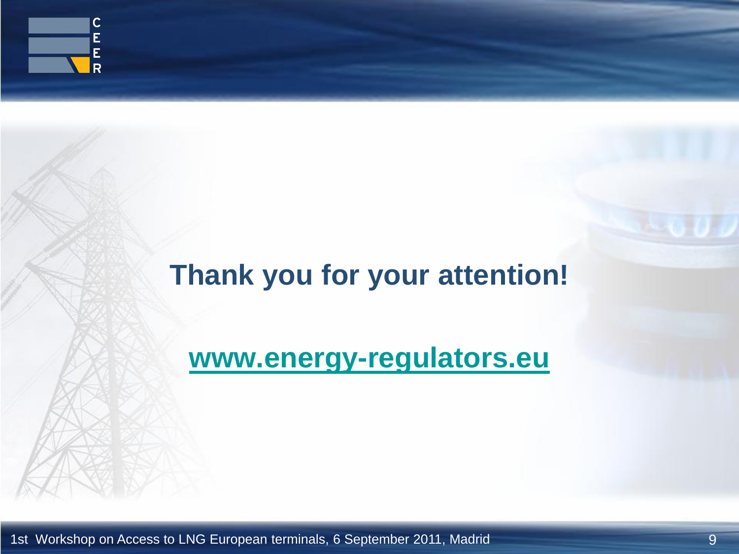**Thank you for your attention!**

[www.energy-regulators.eu](http://www.energy-regulators.eu)